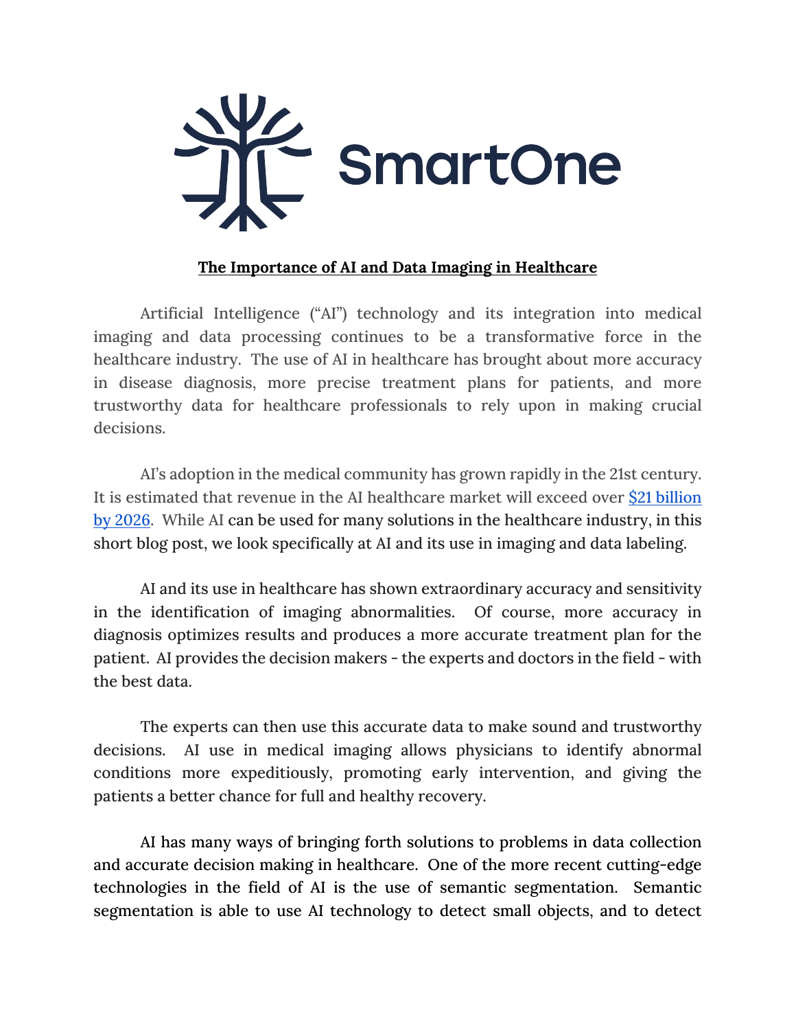SmartOne

**The Importance of AI and Data Imaging in Healthcare**

Artificial Intelligence ("AI") technology and its integration into medical imaging and data processing continues to be a transformative force in the healthcare industry. The use of AI in healthcare has brought about more accuracy in disease diagnosis, more precise treatment plans for patients, and more trustworthy data for healthcare professionals to rely upon in making crucial decisions.

AI's adoption in the medical community has grown rapidly in the 21st century. It is estimated that revenue in the AI healthcare market will exceed over [$21 billion by 2026](). While AI can be used for many solutions in the healthcare industry, in this short blog post, we look specifically at AI and its use in imaging and data labeling.

AI and its use in healthcare has shown extraordinary accuracy and sensitivity in the identification of imaging abnormalities. Of course, more accuracy in diagnosis optimizes results and produces a more accurate treatment plan for the patient. AI provides the decision makers - the experts and doctors in the field - with the best data.

The experts can then use this accurate data to make sound and trustworthy decisions. AI use in medical imaging allows physicians to identify abnormal conditions more expeditiously, promoting early intervention, and giving the patients a better chance for full and healthy recovery.

AI has many ways of bringing forth solutions to problems in data collection and accurate decision making in healthcare. One of the more recent cutting-edge technologies in the field of AI is the use of semantic segmentation. Semantic segmentation is able to use AI technology to detect small objects, and to detect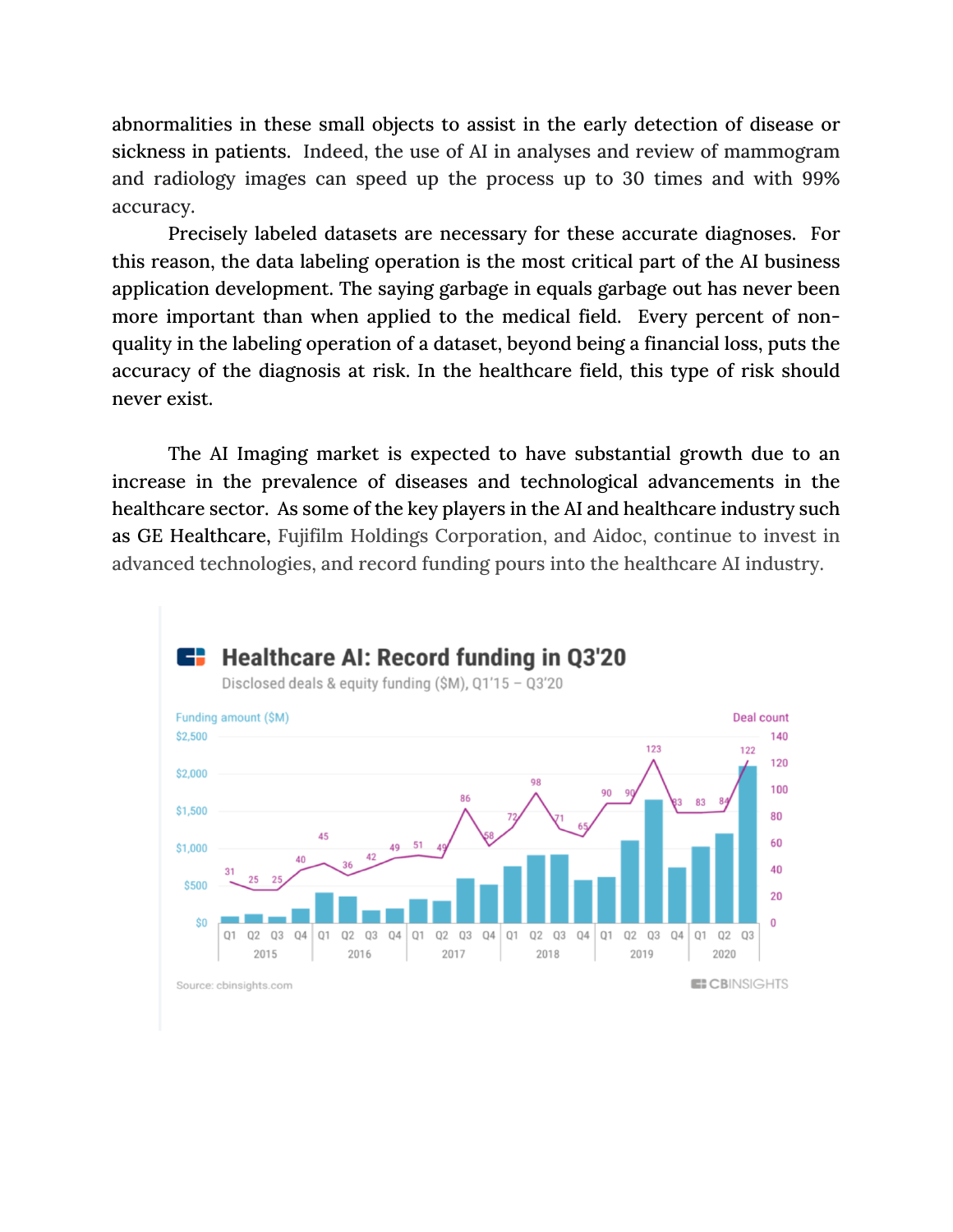abnormalities in these small objects to assist in the early detection of disease or sickness in patients. Indeed, the use of AI in analyses and review of mammogram and radiology images can speed up the process up to 30 times and with 99% accuracy.

Precisely labeled datasets are necessary for these accurate diagnoses. For this reason, the data labeling operation is the most critical part of the AI business application development. The saying garbage in equals garbage out has never been more important than when applied to the medical field. Every percent of non-quality in the labeling operation of a dataset, beyond being a financial loss, puts the accuracy of the diagnosis at risk. In the healthcare field, this type of risk should never exist.

The AI Imaging market is expected to have substantial growth due to an increase in the prevalence of diseases and technological advancements in the healthcare sector. As some of the key players in the AI and healthcare industry such as GE Healthcare, Fujifilm Holdings Corporation, and Aidoc, continue to invest in advanced technologies, and record funding pours into the healthcare AI industry.

**Healthcare AI: Record funding in Q3'20**

Disclosed deals & equity funding ($M), Q1'15 – Q3'20

Source: cbinsights.com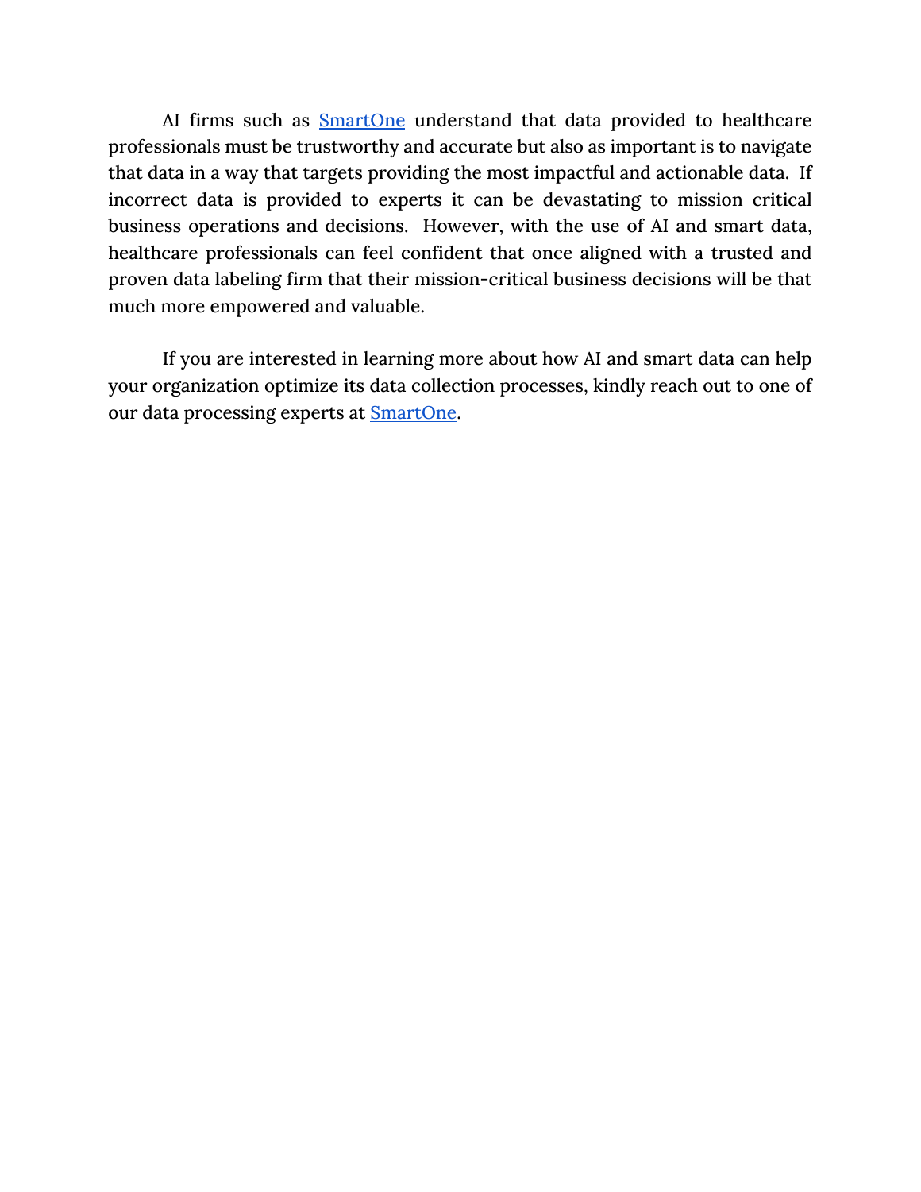AI firms such as SmartOne understand that data provided to healthcare professionals must be trustworthy and accurate but also as important is to navigate that data in a way that targets providing the most impactful and actionable data. If incorrect data is provided to experts it can be devastating to mission critical business operations and decisions. However, with the use of AI and smart data, healthcare professionals can feel confident that once aligned with a trusted and proven data labeling firm that their mission-critical business decisions will be that much more empowered and valuable.

If you are interested in learning more about how AI and smart data can help your organization optimize its data collection processes, kindly reach out to one of our data processing experts at SmartOne.